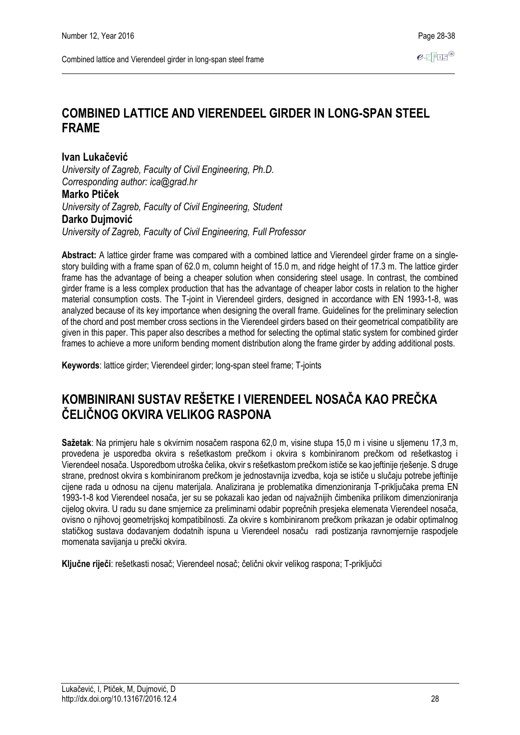# COMBINED LATTICE AND VIERENDEEL GIRDER IN LONG-SPAN STEEL FRAME

**Ivan Lukačević**
*University of Zagreb, Faculty of Civil Engineering, Ph.D.*
*Corresponding author: ica@grad.hr*
**Marko Ptiček**
*University of Zagreb, Faculty of Civil Engineering, Student*
**Darko Dujmović**
*University of Zagreb, Faculty of Civil Engineering, Full Professor*

**Abstract:** A lattice girder frame was compared with a combined lattice and Vierendeel girder frame on a single-story building with a frame span of 62.0 m, column height of 15.0 m, and ridge height of 17.3 m. The lattice girder frame has the advantage of being a cheaper solution when considering steel usage. In contrast, the combined girder frame is a less complex production that has the advantage of cheaper labor costs in relation to the higher material consumption costs. The T-joint in Vierendeel girders, designed in accordance with EN 1993-1-8, was analyzed because of its key importance when designing the overall frame. Guidelines for the preliminary selection of the chord and post member cross sections in the Vierendeel girders based on their geometrical compatibility are given in this paper. This paper also describes a method for selecting the optimal static system for combined girder frames to achieve a more uniform bending moment distribution along the frame girder by adding additional posts.

**Keywords**: lattice girder; Vierendeel girder; long-span steel frame; T-joints

# KOMBINIRANI SUSTAV REŠETKE I VIERENDEEL NOSAČA KAO PREČKA ČELIČNOG OKVIRA VELIKOG RASPONA

**Sažetak**: Na primjeru hale s okvirnim nosačem raspona 62,0 m, visine stupa 15,0 m i visine u sljemenu 17,3 m, provedena je usporedba okvira s rešetkastom prečkom i okvira s kombiniranom prečkom od rešetkastog i Vierendeel nosača. Usporedbom utroška čelika, okvir s rešetkastom prečkom ističe se kao jeftinije rješenje. S druge strane, prednost okvira s kombiniranom prečkom je jednostavnija izvedba, koja se ističe u slučaju potrebe jeftinije cijene rada u odnosu na cijenu materijala. Analizirana je problematika dimenzioniranja T-priključaka prema EN 1993-1-8 kod Vierendeel nosača, jer su se pokazali kao jedan od najvažnijih čimbenika prilikom dimenzioniranja cijelog okvira. U radu su dane smjernice za preliminarni odabir poprečnih presjeka elemenata Vierendeel nosača, ovisno o njihovoj geometrijskoj kompatibilnosti. Za okvire s kombiniranom prečkom prikazan je odabir optimalnog statičkog sustava dodavanjem dodatnih ispuna u Vierendeel nosaču radi postizanja ravnomjernije raspodjele momenata savijanja u prečki okvira.

**Ključne riječi**: rešetkasti nosač; Vierendeel nosač; čelični okvir velikog raspona; T-priključci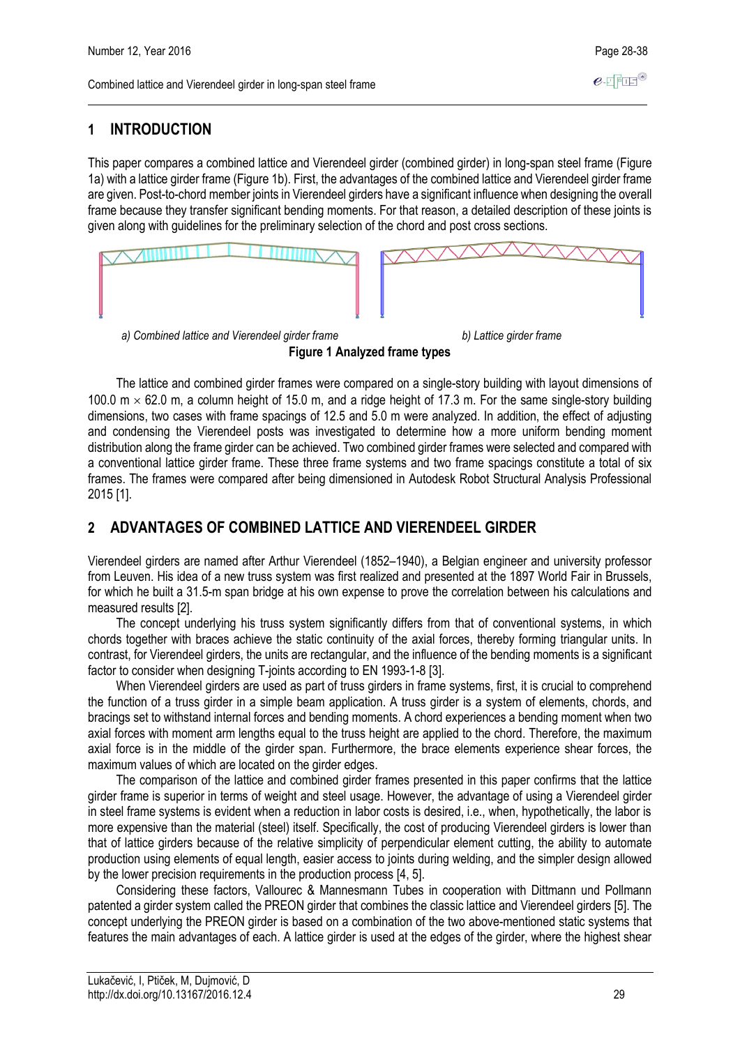## 1 INTRODUCTION

This paper compares a combined lattice and Vierendeel girder (combined girder) in long-span steel frame (Figure 1a) with a lattice girder frame (Figure 1b). First, the advantages of the combined lattice and Vierendeel girder frame are given. Post-to-chord member joints in Vierendeel girders have a significant influence when designing the overall frame because they transfer significant bending moments. For that reason, a detailed description of these joints is given along with guidelines for the preliminary selection of the chord and post cross sections.

*a) Combined lattice and Vierendeel girder frame* *b) Lattice girder frame*

**Figure 1 Analyzed frame types**

The lattice and combined girder frames were compared on a single-story building with layout dimensions of 100.0 m × 62.0 m, a column height of 15.0 m, and a ridge height of 17.3 m. For the same single-story building dimensions, two cases with frame spacings of 12.5 and 5.0 m were analyzed. In addition, the effect of adjusting and condensing the Vierendeel posts was investigated to determine how a more uniform bending moment distribution along the frame girder can be achieved. Two combined girder frames were selected and compared with a conventional lattice girder frame. These three frame systems and two frame spacings constitute a total of six frames. The frames were compared after being dimensioned in Autodesk Robot Structural Analysis Professional 2015 [1].

## 2 ADVANTAGES OF COMBINED LATTICE AND VIERENDEEL GIRDER

Vierendeel girders are named after Arthur Vierendeel (1852–1940), a Belgian engineer and university professor from Leuven. His idea of a new truss system was first realized and presented at the 1897 World Fair in Brussels, for which he built a 31.5-m span bridge at his own expense to prove the correlation between his calculations and measured results [2].

The concept underlying his truss system significantly differs from that of conventional systems, in which chords together with braces achieve the static continuity of the axial forces, thereby forming triangular units. In contrast, for Vierendeel girders, the units are rectangular, and the influence of the bending moments is a significant factor to consider when designing T-joints according to EN 1993-1-8 [3].

When Vierendeel girders are used as part of truss girders in frame systems, first, it is crucial to comprehend the function of a truss girder in a simple beam application. A truss girder is a system of elements, chords, and bracings set to withstand internal forces and bending moments. A chord experiences a bending moment when two axial forces with moment arm lengths equal to the truss height are applied to the chord. Therefore, the maximum axial force is in the middle of the girder span. Furthermore, the brace elements experience shear forces, the maximum values of which are located on the girder edges.

The comparison of the lattice and combined girder frames presented in this paper confirms that the lattice girder frame is superior in terms of weight and steel usage. However, the advantage of using a Vierendeel girder in steel frame systems is evident when a reduction in labor costs is desired, i.e., when, hypothetically, the labor is more expensive than the material (steel) itself. Specifically, the cost of producing Vierendeel girders is lower than that of lattice girders because of the relative simplicity of perpendicular element cutting, the ability to automate production using elements of equal length, easier access to joints during welding, and the simpler design allowed by the lower precision requirements in the production process [4, 5].

Considering these factors, Vallourec & Mannesmann Tubes in cooperation with Dittmann und Pollmann patented a girder system called the PREON girder that combines the classic lattice and Vierendeel girders [5]. The concept underlying the PREON girder is based on a combination of the two above-mentioned static systems that features the main advantages of each. A lattice girder is used at the edges of the girder, where the highest shear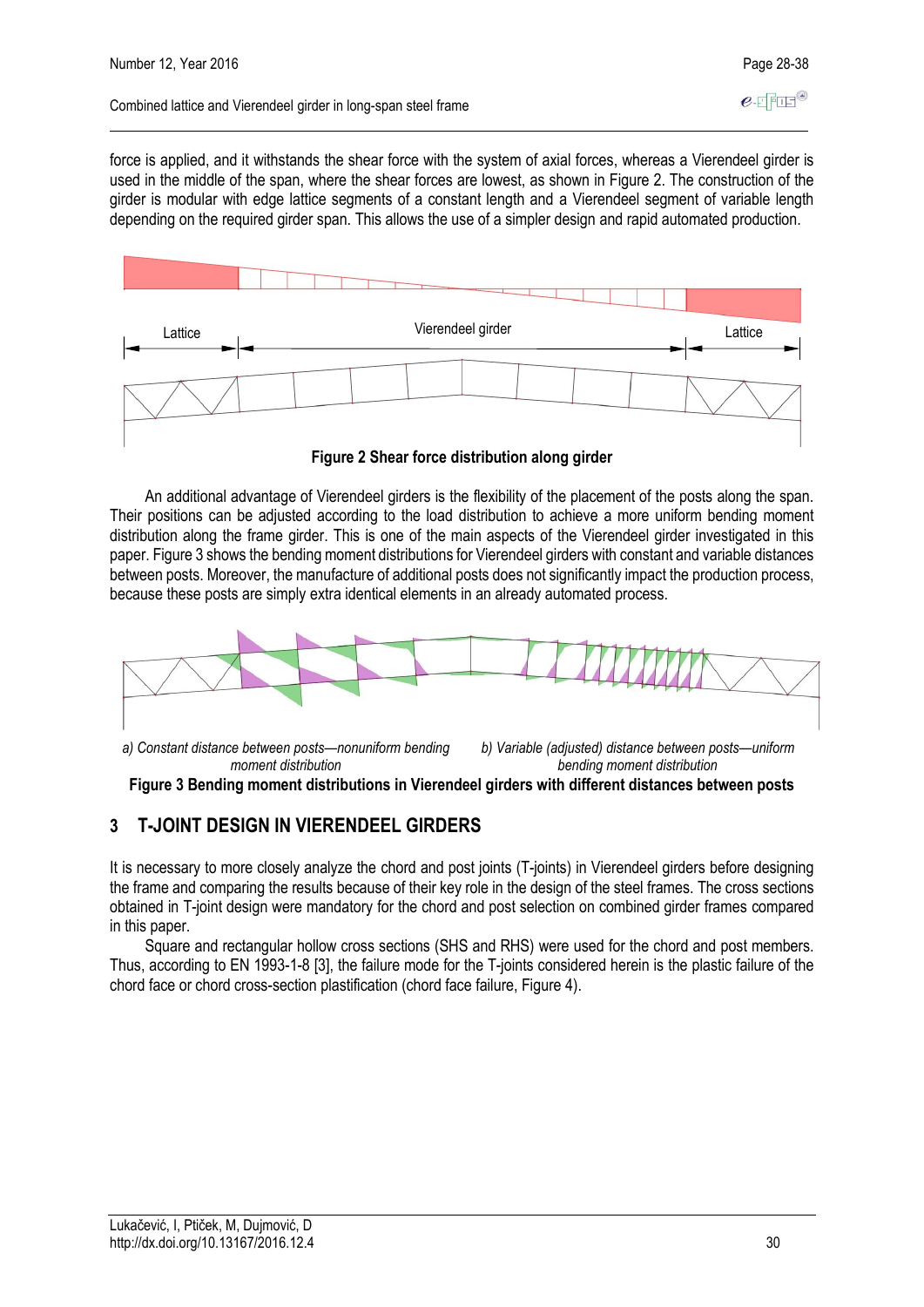force is applied, and it withstands the shear force with the system of axial forces, whereas a Vierendeel girder is used in the middle of the span, where the shear forces are lowest, as shown in Figure 2. The construction of the girder is modular with edge lattice segments of a constant length and a Vierendeel segment of variable length depending on the required girder span. This allows the use of a simpler design and rapid automated production.

Lattice | Vierendeel girder | Lattice

**Figure 2 Shear force distribution along girder**

An additional advantage of Vierendeel girders is the flexibility of the placement of the posts along the span. Their positions can be adjusted according to the load distribution to achieve a more uniform bending moment distribution along the frame girder. This is one of the main aspects of the Vierendeel girder investigated in this paper. Figure 3 shows the bending moment distributions for Vierendeel girders with constant and variable distances between posts. Moreover, the manufacture of additional posts does not significantly impact the production process, because these posts are simply extra identical elements in an already automated process.

*a) Constant distance between posts—nonuniform bending moment distribution*

*b) Variable (adjusted) distance between posts—uniform bending moment distribution*

**Figure 3 Bending moment distributions in Vierendeel girders with different distances between posts**

## 3 T-JOINT DESIGN IN VIERENDEEL GIRDERS

It is necessary to more closely analyze the chord and post joints (T-joints) in Vierendeel girders before designing the frame and comparing the results because of their key role in the design of the steel frames. The cross sections obtained in T-joint design were mandatory for the chord and post selection on combined girder frames compared in this paper.

Square and rectangular hollow cross sections (SHS and RHS) were used for the chord and post members. Thus, according to EN 1993-1-8 [3], the failure mode for the T-joints considered herein is the plastic failure of the chord face or chord cross-section plastification (chord face failure, Figure 4).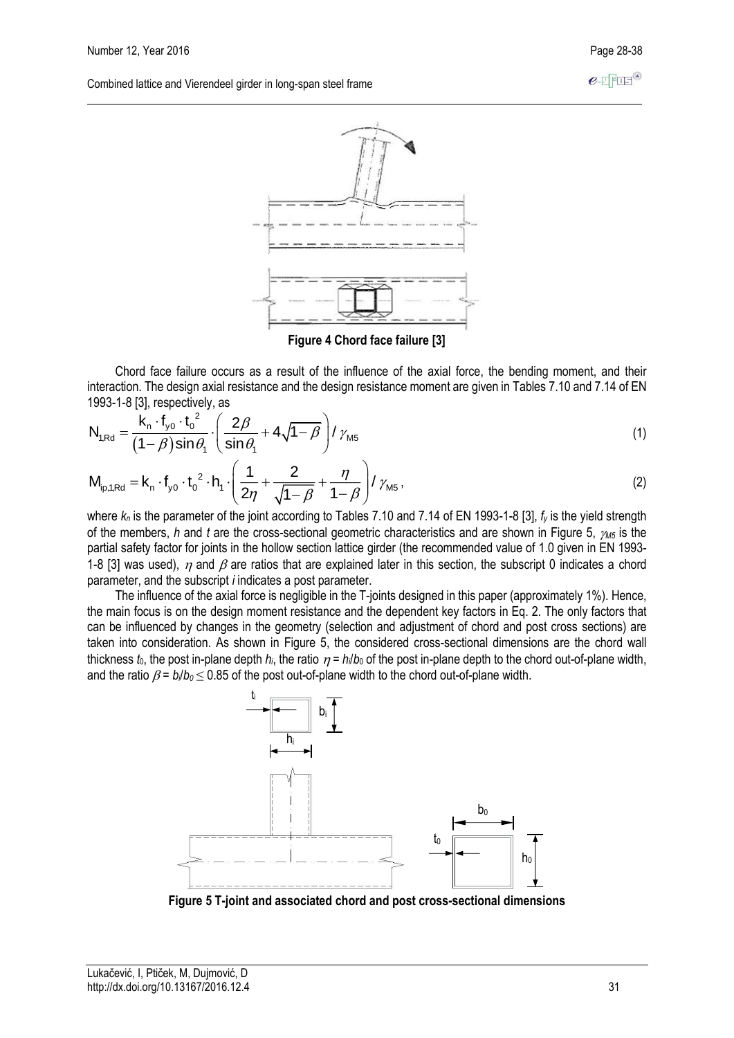**Figure 4 Chord face failure [3]**

Chord face failure occurs as a result of the influence of the axial force, the bending moment, and their interaction. The design axial resistance and the design resistance moment are given in Tables 7.10 and 7.14 of EN 1993-1-8 [3], respectively, as

$$N_{1,Rd} = \frac{k_n \cdot f_{y0} \cdot t_0^{\,2}}{(1-\beta)\sin\theta_1} \cdot \left( \frac{2\beta}{\sin\theta_1} + 4\sqrt{1-\beta} \right) / \gamma_{M5} \tag{1}$$

$$M_{ip,1,Rd} = k_n \cdot f_{y0} \cdot t_0^{\,2} \cdot h_1 \cdot \left( \frac{1}{2\eta} + \frac{2}{\sqrt{1-\beta}} + \frac{\eta}{1-\beta} \right) / \gamma_{M5}, \tag{2}$$

where $k_n$ is the parameter of the joint according to Tables 7.10 and 7.14 of EN 1993-1-8 [3], $f_y$ is the yield strength of the members, $h$ and $t$ are the cross-sectional geometric characteristics and are shown in Figure 5, $\gamma_{M5}$ is the partial safety factor for joints in the hollow section lattice girder (the recommended value of 1.0 given in EN 1993-1-8 [3] was used), $\eta$ and $\beta$ are ratios that are explained later in this section, the subscript 0 indicates a chord parameter, and the subscript $i$ indicates a post parameter.

The influence of the axial force is negligible in the T-joints designed in this paper (approximately 1%). Hence, the main focus is on the design moment resistance and the dependent key factors in Eq. 2. The only factors that can be influenced by changes in the geometry (selection and adjustment of chord and post cross sections) are taken into consideration. As shown in Figure 5, the considered cross-sectional dimensions are the chord wall thickness $t_0$, the post in-plane depth $h_i$, the ratio $\eta = h_i/b_0$ of the post in-plane depth to the chord out-of-plane width, and the ratio $\beta = b_i/b_0 \leq 0.85$ of the post out-of-plane width to the chord out-of-plane width.

**Figure 5 T-joint and associated chord and post cross-sectional dimensions**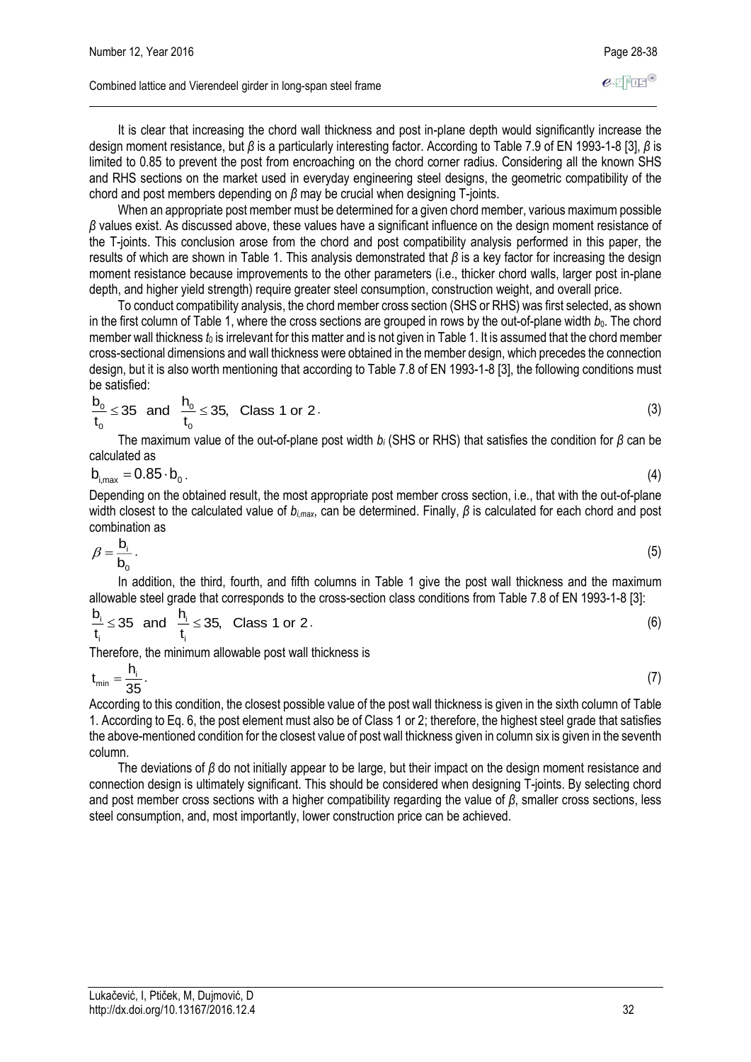It is clear that increasing the chord wall thickness and post in-plane depth would significantly increase the design moment resistance, but $\beta$ is a particularly interesting factor. According to Table 7.9 of EN 1993-1-8 [3], $\beta$ is limited to 0.85 to prevent the post from encroaching on the chord corner radius. Considering all the known SHS and RHS sections on the market used in everyday engineering steel designs, the geometric compatibility of the chord and post members depending on $\beta$ may be crucial when designing T-joints.

When an appropriate post member must be determined for a given chord member, various maximum possible $\beta$ values exist. As discussed above, these values have a significant influence on the design moment resistance of the T-joints. This conclusion arose from the chord and post compatibility analysis performed in this paper, the results of which are shown in Table 1. This analysis demonstrated that $\beta$ is a key factor for increasing the design moment resistance because improvements to the other parameters (i.e., thicker chord walls, larger post in-plane depth, and higher yield strength) require greater steel consumption, construction weight, and overall price.

To conduct compatibility analysis, the chord member cross section (SHS or RHS) was first selected, as shown in the first column of Table 1, where the cross sections are grouped in rows by the out-of-plane width $b_0$. The chord member wall thickness $t_0$ is irrelevant for this matter and is not given in Table 1. It is assumed that the chord member cross-sectional dimensions and wall thickness were obtained in the member design, which precedes the connection design, but it is also worth mentioning that according to Table 7.8 of EN 1993-1-8 [3], the following conditions must be satisfied:

$$\frac{b_0}{t_0} \leq 35 \ \text{ and } \ \frac{h_0}{t_0} \leq 35, \ \text{ Class 1 or 2}. \tag{3}$$

The maximum value of the out-of-plane post width $b_i$ (SHS or RHS) that satisfies the condition for $\beta$ can be calculated as

$$b_{i,max} = 0.85 \cdot b_0 . \tag{4}$$

Depending on the obtained result, the most appropriate post member cross section, i.e., that with the out-of-plane width closest to the calculated value of $b_{i,max}$, can be determined. Finally, $\beta$ is calculated for each chord and post combination as

$$\beta = \frac{b_i}{b_0} . \tag{5}$$

In addition, the third, fourth, and fifth columns in Table 1 give the post wall thickness and the maximum allowable steel grade that corresponds to the cross-section class conditions from Table 7.8 of EN 1993-1-8 [3]:

$$\frac{b_i}{t_i} \leq 35 \ \text{ and } \ \frac{h_i}{t_i} \leq 35, \ \text{ Class 1 or 2}. \tag{6}$$

Therefore, the minimum allowable post wall thickness is

$$t_{min} = \frac{h_i}{35} . \tag{7}$$

According to this condition, the closest possible value of the post wall thickness is given in the sixth column of Table 1. According to Eq. 6, the post element must also be of Class 1 or 2; therefore, the highest steel grade that satisfies the above-mentioned condition for the closest value of post wall thickness given in column six is given in the seventh column.

The deviations of $\beta$ do not initially appear to be large, but their impact on the design moment resistance and connection design is ultimately significant. This should be considered when designing T-joints. By selecting chord and post member cross sections with a higher compatibility regarding the value of $\beta$, smaller cross sections, less steel consumption, and, most importantly, lower construction price can be achieved.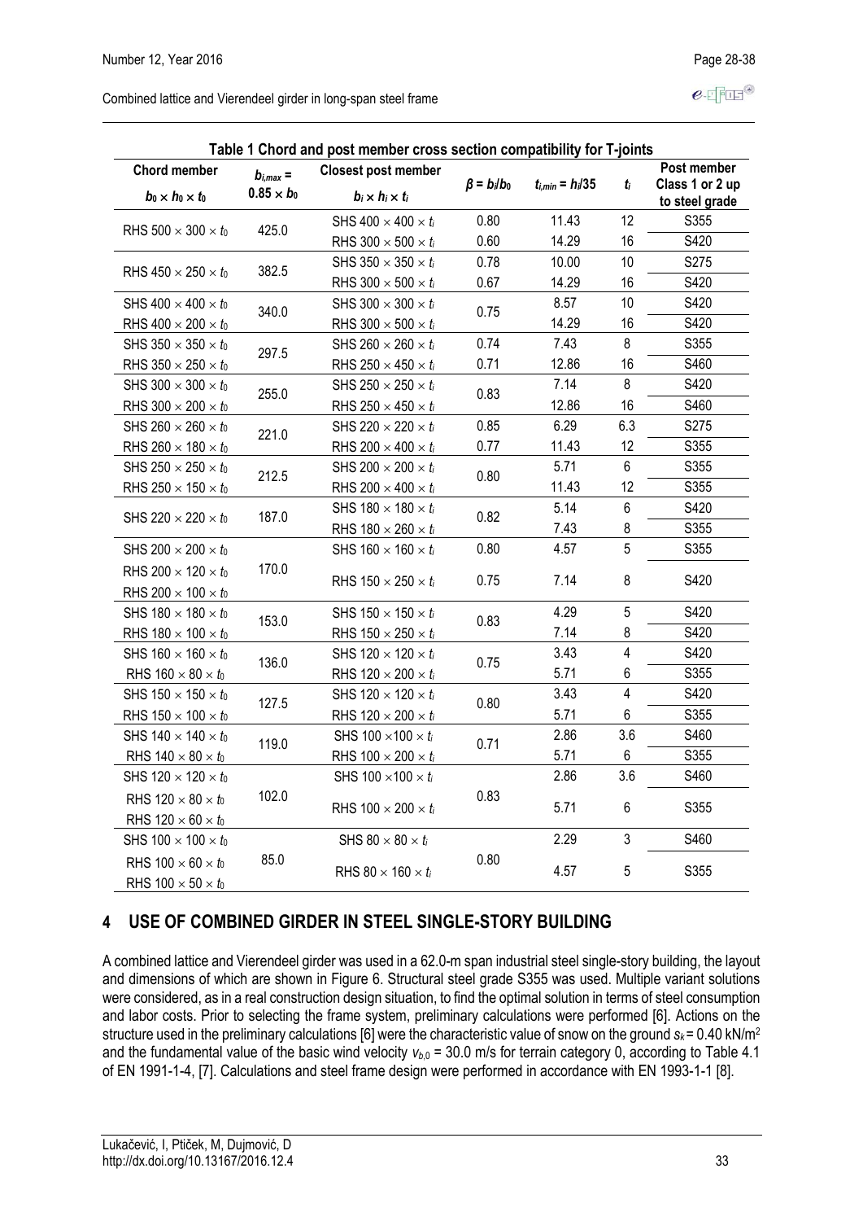**Table 1 Chord and post member cross section compatibility for T-joints**

| Chord member $b_0 \times h_0 \times t_0$ | $b_{i,max} = 0.85 \times b_0$ | Closest post member $b_i \times h_i \times t_i$ | $\beta = b_i/b_0$ | $t_{i,min} = h_i/35$ | $t_i$ | Post member Class 1 or 2 up to steel grade |
|---|---|---|---|---|---|---|
| RHS 500 × 300 × $t_0$ | 425.0 | SHS 400 × 400 × $t_i$ | 0.80 | 11.43 | 12 | S355 |
| | | RHS 300 × 500 × $t_i$ | 0.60 | 14.29 | 16 | S420 |
| RHS 450 × 250 × $t_0$ | 382.5 | SHS 350 × 350 × $t_i$ | 0.78 | 10.00 | 10 | S275 |
| | | RHS 300 × 500 × $t_i$ | 0.67 | 14.29 | 16 | S420 |
| SHS 400 × 400 × $t_0$ | 340.0 | SHS 300 × 300 × $t_i$ | 0.75 | 8.57 | 10 | S420 |
| RHS 400 × 200 × $t_0$ | | RHS 300 × 500 × $t_i$ | | 14.29 | 16 | S420 |
| SHS 350 × 350 × $t_0$ | 297.5 | SHS 260 × 260 × $t_i$ | 0.74 | 7.43 | 8 | S355 |
| RHS 350 × 250 × $t_0$ | | RHS 250 × 450 × $t_i$ | 0.71 | 12.86 | 16 | S460 |
| SHS 300 × 300 × $t_0$ | 255.0 | SHS 250 × 250 × $t_i$ | 0.83 | 7.14 | 8 | S420 |
| RHS 300 × 200 × $t_0$ | | RHS 250 × 450 × $t_i$ | | 12.86 | 16 | S460 |
| SHS 260 × 260 × $t_0$ | 221.0 | SHS 220 × 220 × $t_i$ | 0.85 | 6.29 | 6.3 | S275 |
| RHS 260 × 180 × $t_0$ | | RHS 200 × 400 × $t_i$ | 0.77 | 11.43 | 12 | S355 |
| SHS 250 × 250 × $t_0$ | 212.5 | SHS 200 × 200 × $t_i$ | 0.80 | 5.71 | 6 | S355 |
| RHS 250 × 150 × $t_0$ | | RHS 200 × 400 × $t_i$ | | 11.43 | 12 | S355 |
| SHS 220 × 220 × $t_0$ | 187.0 | SHS 180 × 180 × $t_i$ | 0.82 | 5.14 | 6 | S420 |
| | | RHS 180 × 260 × $t_i$ | | 7.43 | 8 | S355 |
| SHS 200 × 200 × $t_0$ | 170.0 | SHS 160 × 160 × $t_i$ | 0.80 | 4.57 | 5 | S355 |
| RHS 200 × 120 × $t_0$ RHS 200 × 100 × $t_0$ | | RHS 150 × 250 × $t_i$ | 0.75 | 7.14 | 8 | S420 |
| SHS 180 × 180 × $t_0$ | 153.0 | SHS 150 × 150 × $t_i$ | 0.83 | 4.29 | 5 | S420 |
| RHS 180 × 100 × $t_0$ | | RHS 150 × 250 × $t_i$ | | 7.14 | 8 | S420 |
| SHS 160 × 160 × $t_0$ | 136.0 | SHS 120 × 120 × $t_i$ | 0.75 | 3.43 | 4 | S420 |
| RHS 160 × 80 × $t_0$ | | RHS 120 × 200 × $t_i$ | | 5.71 | 6 | S355 |
| SHS 150 × 150 × $t_0$ | 127.5 | SHS 120 × 120 × $t_i$ | 0.80 | 3.43 | 4 | S420 |
| RHS 150 × 100 × $t_0$ | | RHS 120 × 200 × $t_i$ | | 5.71 | 6 | S355 |
| SHS 140 × 140 × $t_0$ | 119.0 | SHS 100 × 100 × $t_i$ | 0.71 | 2.86 | 3.6 | S460 |
| RHS 140 × 80 × $t_0$ | | RHS 100 × 200 × $t_i$ | | 5.71 | 6 | S355 |
| SHS 120 × 120 × $t_0$ | 102.0 | SHS 100 × 100 × $t_i$ | 0.83 | 2.86 | 3.6 | S460 |
| RHS 120 × 80 × $t_0$ RHS 120 × 60 × $t_0$ | | RHS 100 × 200 × $t_i$ | | 5.71 | 6 | S355 |
| SHS 100 × 100 × $t_0$ | 85.0 | SHS 80 × 80 × $t_i$ | 0.80 | 2.29 | 3 | S460 |
| RHS 100 × 60 × $t_0$ RHS 100 × 50 × $t_0$ | | RHS 80 × 160 × $t_i$ | | 4.57 | 5 | S355 |

## 4 USE OF COMBINED GIRDER IN STEEL SINGLE-STORY BUILDING

A combined lattice and Vierendeel girder was used in a 62.0-m span industrial steel single-story building, the layout and dimensions of which are shown in Figure 6. Structural steel grade S355 was used. Multiple variant solutions were considered, as in a real construction design situation, to find the optimal solution in terms of steel consumption and labor costs. Prior to selecting the frame system, preliminary calculations were performed [6]. Actions on the structure used in the preliminary calculations [6] were the characteristic value of snow on the ground $s_k = 0.40$ kN/m$^2$ and the fundamental value of the basic wind velocity $v_{b,0} = 30.0$ m/s for terrain category 0, according to Table 4.1 of EN 1991-1-4, [7]. Calculations and steel frame design were performed in accordance with EN 1993-1-1 [8].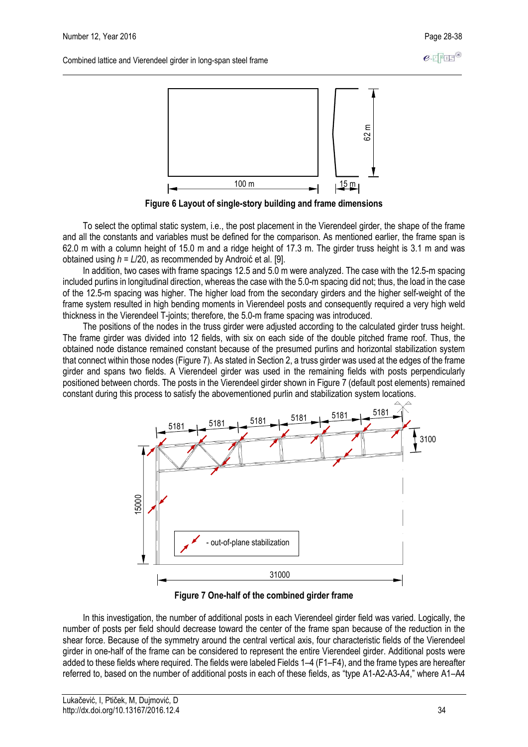Figure 6 Layout of single-story building and frame dimensions

To select the optimal static system, i.e., the post placement in the Vierendeel girder, the shape of the frame and all the constants and variables must be defined for the comparison. As mentioned earlier, the frame span is 62.0 m with a column height of 15.0 m and a ridge height of 17.3 m. The girder truss height is 3.1 m and was obtained using $h = L/20$, as recommended by Androić et al. [9].

In addition, two cases with frame spacings 12.5 and 5.0 m were analyzed. The case with the 12.5-m spacing included purlins in longitudinal direction, whereas the case with the 5.0-m spacing did not; thus, the load in the case of the 12.5-m spacing was higher. The higher load from the secondary girders and the higher self-weight of the frame system resulted in high bending moments in Vierendeel posts and consequently required a very high weld thickness in the Vierendeel T-joints; therefore, the 5.0-m frame spacing was introduced.

The positions of the nodes in the truss girder were adjusted according to the calculated girder truss height. The frame girder was divided into 12 fields, with six on each side of the double pitched frame roof. Thus, the obtained node distance remained constant because of the presumed purlins and horizontal stabilization system that connect within those nodes (Figure 7). As stated in Section 2, a truss girder was used at the edges of the frame girder and spans two fields. A Vierendeel girder was used in the remaining fields with posts perpendicularly positioned between chords. The posts in the Vierendeel girder shown in Figure 7 (default post elements) remained constant during this process to satisfy the abovementioned purlin and stabilization system locations.

Figure 7 One-half of the combined girder frame

In this investigation, the number of additional posts in each Vierendeel girder field was varied. Logically, the number of posts per field should decrease toward the center of the frame span because of the reduction in the shear force. Because of the symmetry around the central vertical axis, four characteristic fields of the Vierendeel girder in one-half of the frame can be considered to represent the entire Vierendeel girder. Additional posts were added to these fields where required. The fields were labeled Fields 1–4 (F1–F4), and the frame types are hereafter referred to, based on the number of additional posts in each of these fields, as "type A1-A2-A3-A4," where A1–A4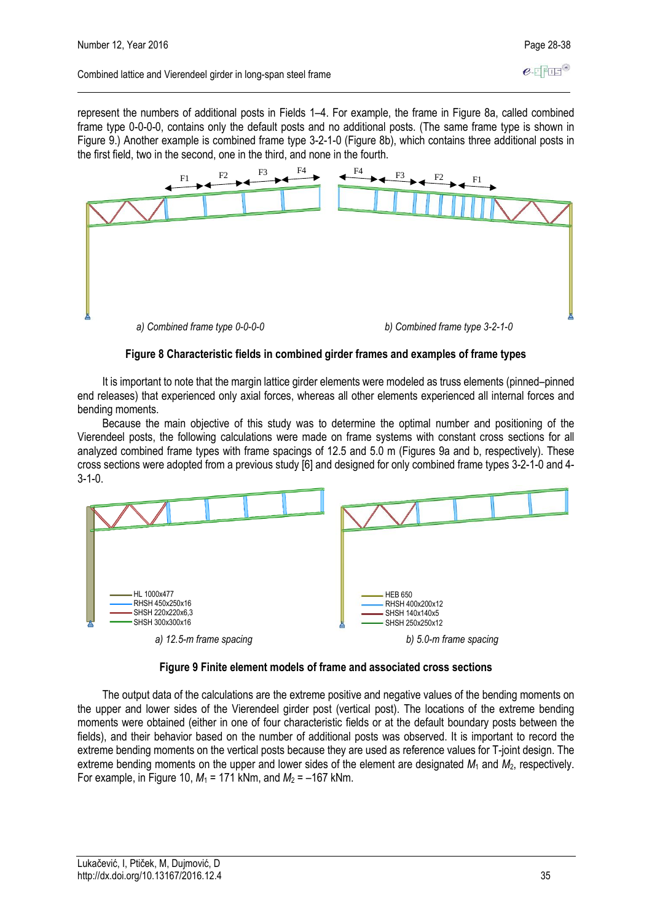represent the numbers of additional posts in Fields 1–4. For example, the frame in Figure 8a, called combined frame type 0-0-0-0, contains only the default posts and no additional posts. (The same frame type is shown in Figure 9.) Another example is combined frame type 3-2-1-0 (Figure 8b), which contains three additional posts in the first field, two in the second, one in the third, and none in the fourth.

*a) Combined frame type 0-0-0-0* *b) Combined frame type 3-2-1-0*

**Figure 8 Characteristic fields in combined girder frames and examples of frame types**

It is important to note that the margin lattice girder elements were modeled as truss elements (pinned–pinned end releases) that experienced only axial forces, whereas all other elements experienced all internal forces and bending moments.

Because the main objective of this study was to determine the optimal number and positioning of the Vierendeel posts, the following calculations were made on frame systems with constant cross sections for all analyzed combined frame types with frame spacings of 12.5 and 5.0 m (Figures 9a and b, respectively). These cross sections were adopted from a previous study [6] and designed for only combined frame types 3-2-1-0 and 4-3-1-0.

*a) 12.5-m frame spacing* *b) 5.0-m frame spacing*

**Figure 9 Finite element models of frame and associated cross sections**

The output data of the calculations are the extreme positive and negative values of the bending moments on the upper and lower sides of the Vierendeel girder post (vertical post). The locations of the extreme bending moments were obtained (either in one of four characteristic fields or at the default boundary posts between the fields), and their behavior based on the number of additional posts was observed. It is important to record the extreme bending moments on the vertical posts because they are used as reference values for T-joint design. The extreme bending moments on the upper and lower sides of the element are designated $M_1$ and $M_2$, respectively. For example, in Figure 10, $M_1$ = 171 kNm, and $M_2$ = –167 kNm.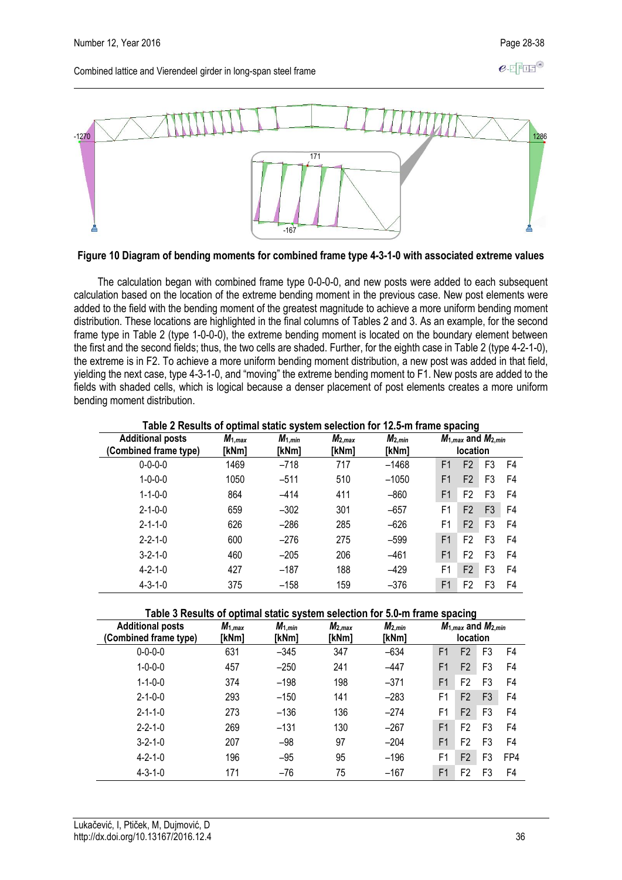**Figure 10 Diagram of bending moments for combined frame type 4-3-1-0 with associated extreme values**

The calculation began with combined frame type 0-0-0-0, and new posts were added to each subsequent calculation based on the location of the extreme bending moment in the previous case. New post elements were added to the field with the bending moment of the greatest magnitude to achieve a more uniform bending moment distribution. These locations are highlighted in the final columns of Tables 2 and 3. As an example, for the second frame type in Table 2 (type 1-0-0-0), the extreme bending moment is located on the boundary element between the first and the second fields; thus, the two cells are shaded. Further, for the eighth case in Table 2 (type 4-2-1-0), the extreme is in F2. To achieve a more uniform bending moment distribution, a new post was added in that field, yielding the next case, type 4-3-1-0, and "moving" the extreme bending moment to F1. New posts are added to the fields with shaded cells, which is logical because a denser placement of post elements creates a more uniform bending moment distribution.

**Table 2 Results of optimal static system selection for 12.5-m frame spacing**

| Additional posts (Combined frame type) | $M_{1,max}$ [kNm] | $M_{1,min}$ [kNm] | $M_{2,max}$ [kNm] | $M_{2,min}$ [kNm] | $M_{1,max}$ and $M_{2,min}$ location | | | |
|---|---|---|---|---|---|---|---|---|
| 0-0-0-0 | 1469 | –718 | 717 | –1468 | F1 | F2 | F3 | F4 |
| 1-0-0-0 | 1050 | –511 | 510 | –1050 | F1 | F2 | F3 | F4 |
| 1-1-0-0 | 864 | –414 | 411 | –860 | F1 | F2 | F3 | F4 |
| 2-1-0-0 | 659 | –302 | 301 | –657 | F1 | F2 | F3 | F4 |
| 2-1-1-0 | 626 | –286 | 285 | –626 | F1 | F2 | F3 | F4 |
| 2-2-1-0 | 600 | –276 | 275 | –599 | F1 | F2 | F3 | F4 |
| 3-2-1-0 | 460 | –205 | 206 | –461 | F1 | F2 | F3 | F4 |
| 4-2-1-0 | 427 | –187 | 188 | –429 | F1 | F2 | F3 | F4 |
| 4-3-1-0 | 375 | –158 | 159 | –376 | F1 | F2 | F3 | F4 |

**Table 3 Results of optimal static system selection for 5.0-m frame spacing**

| Additional posts (Combined frame type) | $M_{1,max}$ [kNm] | $M_{1,min}$ [kNm] | $M_{2,max}$ [kNm] | $M_{2,min}$ [kNm] | $M_{1,max}$ and $M_{2,min}$ location | | | |
|---|---|---|---|---|---|---|---|---|
| 0-0-0-0 | 631 | –345 | 347 | –634 | F1 | F2 | F3 | F4 |
| 1-0-0-0 | 457 | –250 | 241 | –447 | F1 | F2 | F3 | F4 |
| 1-1-0-0 | 374 | –198 | 198 | –371 | F1 | F2 | F3 | F4 |
| 2-1-0-0 | 293 | –150 | 141 | –283 | F1 | F2 | F3 | F4 |
| 2-1-1-0 | 273 | –136 | 136 | –274 | F1 | F2 | F3 | F4 |
| 2-2-1-0 | 269 | –131 | 130 | –267 | F1 | F2 | F3 | F4 |
| 3-2-1-0 | 207 | –98 | 97 | –204 | F1 | F2 | F3 | F4 |
| 4-2-1-0 | 196 | –95 | 95 | –196 | F1 | F2 | F3 | FP4 |
| 4-3-1-0 | 171 | –76 | 75 | –167 | F1 | F2 | F3 | F4 |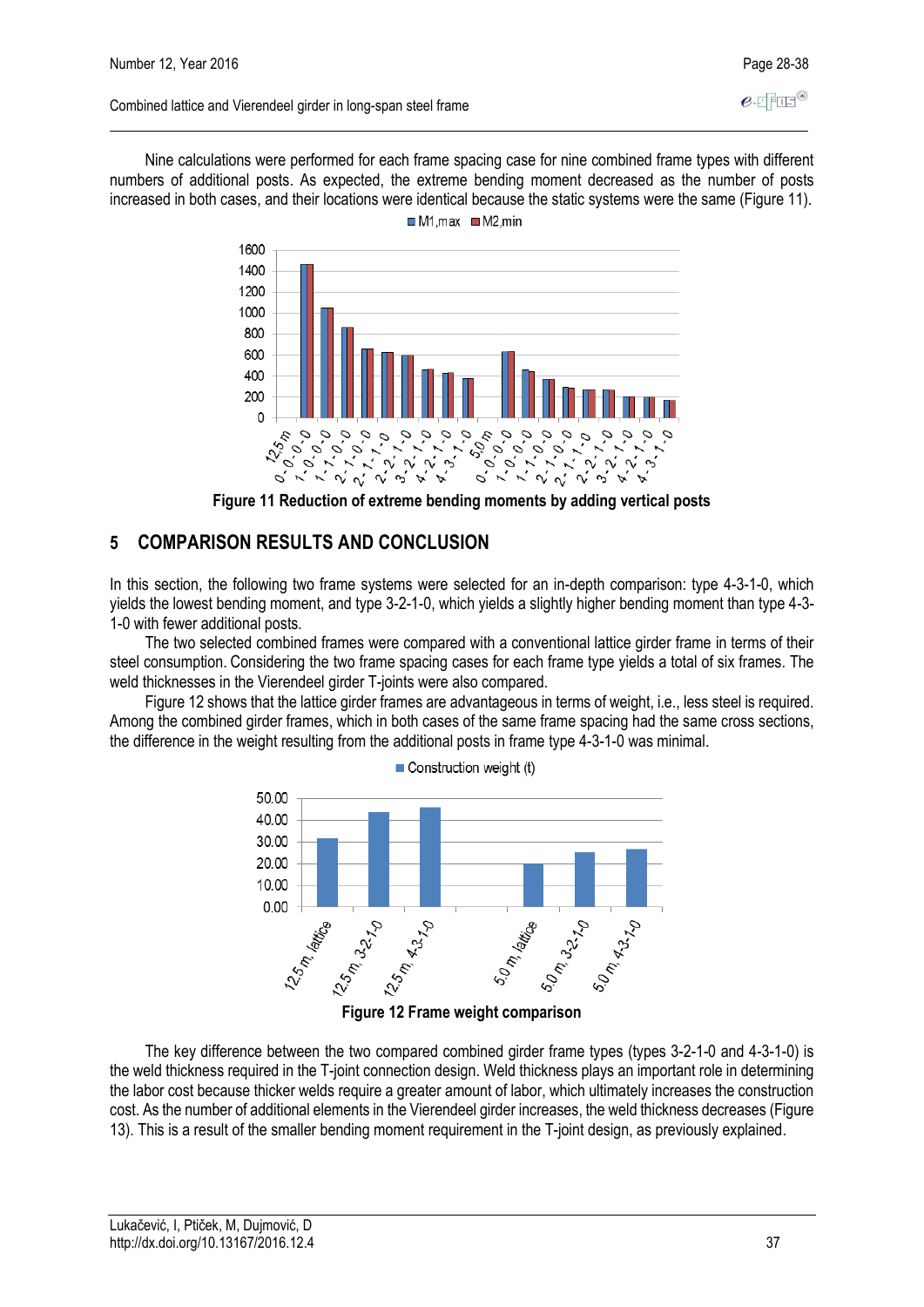Nine calculations were performed for each frame spacing case for nine combined frame types with different numbers of additional posts. As expected, the extreme bending moment decreased as the number of posts increased in both cases, and their locations were identical because the static systems were the same (Figure 11).

**Figure 11 Reduction of extreme bending moments by adding vertical posts**

## 5 COMPARISON RESULTS AND CONCLUSION

In this section, the following two frame systems were selected for an in-depth comparison: type 4-3-1-0, which yields the lowest bending moment, and type 3-2-1-0, which yields a slightly higher bending moment than type 4-3-1-0 with fewer additional posts.

The two selected combined frames were compared with a conventional lattice girder frame in terms of their steel consumption. Considering the two frame spacing cases for each frame type yields a total of six frames. The weld thicknesses in the Vierendeel girder T-joints were also compared.

Figure 12 shows that the lattice girder frames are advantageous in terms of weight, i.e., less steel is required. Among the combined girder frames, which in both cases of the same frame spacing had the same cross sections, the difference in the weight resulting from the additional posts in frame type 4-3-1-0 was minimal.

**Figure 12 Frame weight comparison**

The key difference between the two compared combined girder frame types (types 3-2-1-0 and 4-3-1-0) is the weld thickness required in the T-joint connection design. Weld thickness plays an important role in determining the labor cost because thicker welds require a greater amount of labor, which ultimately increases the construction cost. As the number of additional elements in the Vierendeel girder increases, the weld thickness decreases (Figure 13). This is a result of the smaller bending moment requirement in the T-joint design, as previously explained.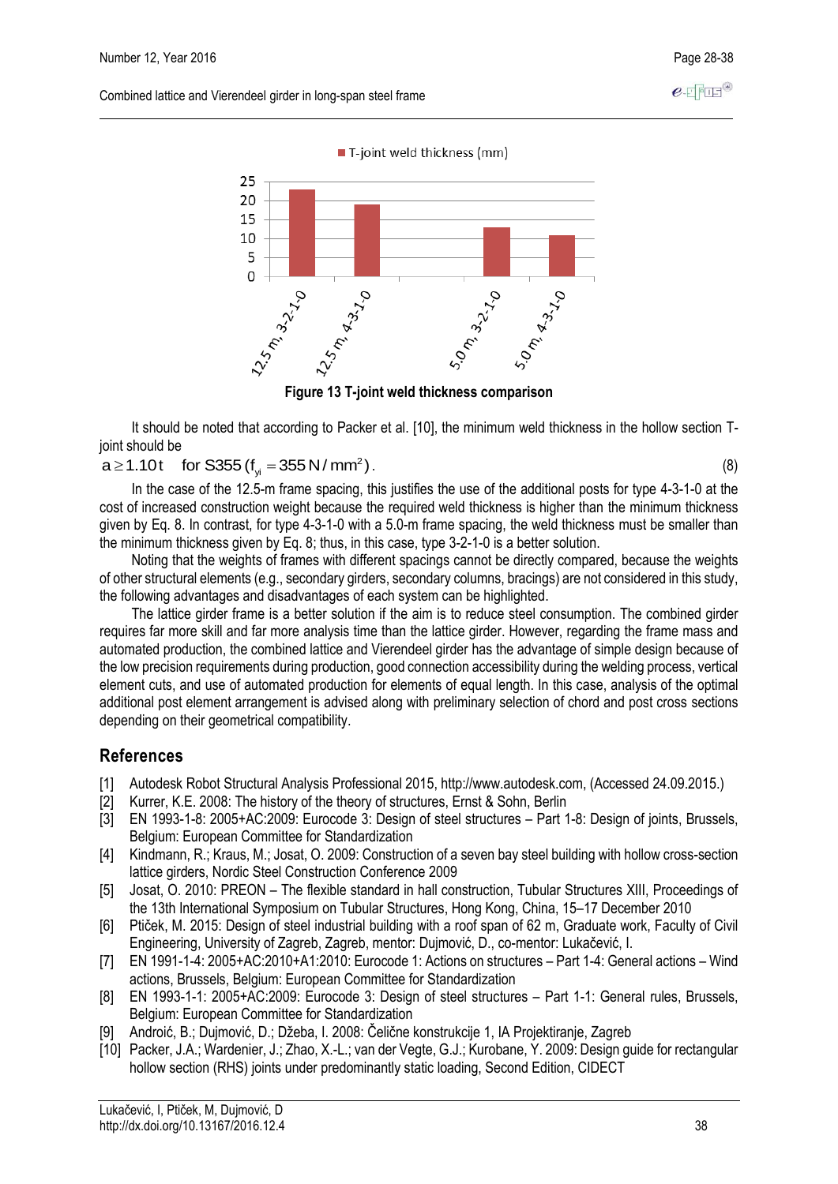■ T-joint weld thickness (mm)

25
20
15
10
5
0

12.5 m, 3-2-1-0
12.5 m, 4-3-1-0
5.0 m, 3-2-1-0
5.0 m, 4-3-1-0

**Figure 13 T-joint weld thickness comparison**

It should be noted that according to Packer et al. [10], the minimum weld thickness in the hollow section T-joint should be

$$a \geq 1.10t \quad \text{for S355} \,(f_{yi} = 355\,\text{N/mm}^2). \tag{8}$$

In the case of the 12.5-m frame spacing, this justifies the use of the additional posts for type 4-3-1-0 at the cost of increased construction weight because the required weld thickness is higher than the minimum thickness given by Eq. 8. In contrast, for type 4-3-1-0 with a 5.0-m frame spacing, the weld thickness must be smaller than the minimum thickness given by Eq. 8; thus, in this case, type 3-2-1-0 is a better solution.

Noting that the weights of frames with different spacings cannot be directly compared, because the weights of other structural elements (e.g., secondary girders, secondary columns, bracings) are not considered in this study, the following advantages and disadvantages of each system can be highlighted.

The lattice girder frame is a better solution if the aim is to reduce steel consumption. The combined girder requires far more skill and far more analysis time than the lattice girder. However, regarding the frame mass and automated production, the combined lattice and Vierendeel girder has the advantage of simple design because of the low precision requirements during production, good connection accessibility during the welding process, vertical element cuts, and use of automated production for elements of equal length. In this case, analysis of the optimal additional post element arrangement is advised along with preliminary selection of chord and post cross sections depending on their geometrical compatibility.

## References

[1] Autodesk Robot Structural Analysis Professional 2015, http://www.autodesk.com, (Accessed 24.09.2015.)

[2] Kurrer, K.E. 2008: The history of the theory of structures, Ernst & Sohn, Berlin

[3] EN 1993-1-8: 2005+AC:2009: Eurocode 3: Design of steel structures – Part 1-8: Design of joints, Brussels, Belgium: European Committee for Standardization

[4] Kindmann, R.; Kraus, M.; Josat, O. 2009: Construction of a seven bay steel building with hollow cross-section lattice girders, Nordic Steel Construction Conference 2009

[5] Josat, O. 2010: PREON – The flexible standard in hall construction, Tubular Structures XIII, Proceedings of the 13th International Symposium on Tubular Structures, Hong Kong, China, 15–17 December 2010

[6] Ptiček, M. 2015: Design of steel industrial building with a roof span of 62 m, Graduate work, Faculty of Civil Engineering, University of Zagreb, Zagreb, mentor: Dujmović, D., co-mentor: Lukačević, I.

[7] EN 1991-1-4: 2005+AC:2010+A1:2010: Eurocode 1: Actions on structures – Part 1-4: General actions – Wind actions, Brussels, Belgium: European Committee for Standardization

[8] EN 1993-1-1: 2005+AC:2009: Eurocode 3: Design of steel structures – Part 1-1: General rules, Brussels, Belgium: European Committee for Standardization

[9] Androić, B.; Dujmović, D.; Džeba, I. 2008: Čelične konstrukcije 1, IA Projektiranje, Zagreb

[10] Packer, J.A.; Wardenier, J.; Zhao, X.-L.; van der Vegte, G.J.; Kurobane, Y. 2009: Design guide for rectangular hollow section (RHS) joints under predominantly static loading, Second Edition, CIDECT